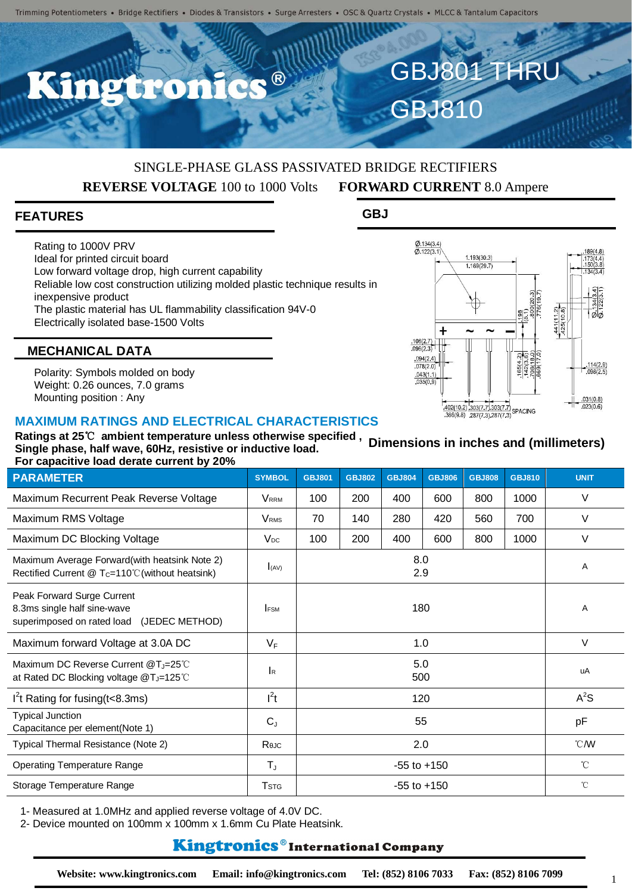Trimming Potentiometers • Bridge Rectifiers • Diodes & Transistors • Surge Arresters • OSC & Quartz Crystals • MLCC & Tantalum Capacitors

# Kingtronics®

# GBJ801 THRU GBJ810

SINGLE-PHASE GLASS PASSIVATED BRIDGE RECTIFIERS

**REVERSE VOLTAGE** 100 to 1000 Volts **FORWARD CURRENT** 8.0 Ampere

## FEATURES

- Rating to 1000V PRV
- Ideal for printed circuit board
- Low forward voltage drop, high current capability
- Reliable low cost construction utilizing molded plastic technique results in inexpensive product
- The plastic material has UL flammability classification 94V-0
- Electrically isolated base-1500 Volts

## MECHANICAL DATA

- Polarity: Symbols molded on body
- Weight: 0.26 ounces, 7.0 grams
- Mounting position : Any

## GBJ

Dimensions in inches and (millimeters)

## MAXIMUM RATINGS AND ELECTRICAL CHARACTERISTICS

**Ratings at 25℃ ambient temperature unless otherwise specified ,**
**Single phase, half wave, 60Hz, resistive or inductive load.**
**For capacitive load derate current by 20%**

| PARAMETER | SYMBOL | GBJ801 | GBJ802 | GBJ804 | GBJ806 | GBJ808 | GBJ810 | UNIT |
|---|---|---|---|---|---|---|---|---|
| Maximum Recurrent Peak Reverse Voltage | $V_{RRM}$ | 100 | 200 | 400 | 600 | 800 | 1000 | V |
| Maximum RMS Voltage | $V_{RMS}$ | 70 | 140 | 280 | 420 | 560 | 700 | V |
| Maximum DC Blocking Voltage | $V_{DC}$ | 100 | 200 | 400 | 600 | 800 | 1000 | V |
| Maximum Average Forward(with heatsink Note 2) Rectified Current @ $T_C$=110℃(without heatsink) | $I_{(AV)}$ | 8.0<br>2.9 | | | | | | A |
| Peak Forward Surge Current 8.3ms single half sine-wave superimposed on rated load (JEDEC METHOD) | $I_{FSM}$ | 180 | | | | | | A |
| Maximum forward Voltage at 3.0A DC | $V_F$ | 1.0 | | | | | | V |
| Maximum DC Reverse Current @$T_J$=25℃ at Rated DC Blocking voltage @$T_J$=125℃ | $I_R$ | 5.0<br>500 | | | | | | uA |
| $I^2t$ Rating for fusing(t<8.3ms) | $I^2t$ | 120 | | | | | | $A^2S$ |
| Typical Junction Capacitance per element(Note 1) | $C_J$ | 55 | | | | | | pF |
| Typical Thermal Resistance (Note 2) | $R_{\theta JC}$ | 2.0 | | | | | | ℃/W |
| Operating Temperature Range | $T_J$ | -55 to +150 | | | | | | ℃ |
| Storage Temperature Range | $T_{STG}$ | -55 to +150 | | | | | | ℃ |

1- Measured at 1.0MHz and applied reverse voltage of 4.0V DC.
2- Device mounted on 100mm x 100mm x 1.6mm Cu Plate Heatsink.

**Kingtronics® International Company**

**Website: www.kingtronics.com Email: info@kingtronics.com Tel: (852) 8106 7033 Fax: (852) 8106 7099**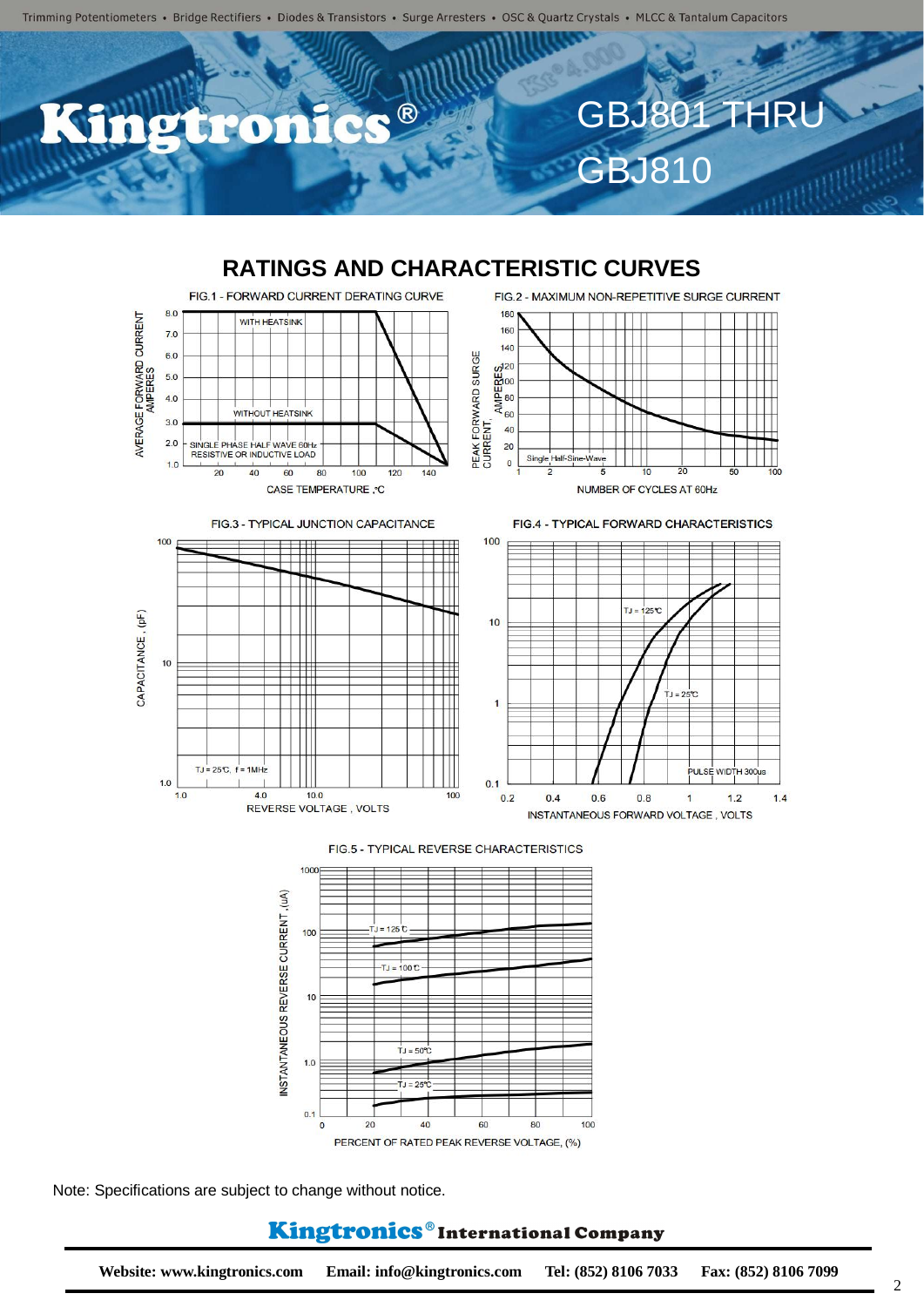# Kingtronics®

# GBJ801 THRU GBJ810

## RATINGS AND CHARACTERISTIC CURVES

FIG.1 - FORWARD CURRENT DERATING CURVE

AVERAGE FORWARD CURRENT AMPERES

8.0
7.0
6.0
5.0
4.0
3.0
2.0
1.0

WITH HEATSINK

WITHOUT HEATSINK

SINGLE PHASE HALF WAVE 60Hz
RESISTIVE OR INDUCTIVE LOAD

20 40 60 80 100 120 140

CASE TEMPERATURE ,°C

FIG.2 - MAXIMUM NON-REPETITIVE SURGE CURRENT

PEAK FORWARD SURGE CURRENT, AMPERES

180
160
140
120
100
80
60
40
20
0

Single Half-Sine-Wave

1 2 5 10 20 50 100

NUMBER OF CYCLES AT 60Hz

FIG.3 - TYPICAL JUNCTION CAPACITANCE

CAPACITANCE , (pF)

100
10
1.0

TJ = 25°C, f = 1MHz

1.0 4.0 10.0 100

REVERSE VOLTAGE , VOLTS

FIG.4 - TYPICAL FORWARD CHARACTERISTICS

100
10
1
0.1

TJ = 125°C

TJ = 25°C

PULSE WIDTH 300us

0.2 0.4 0.6 0.8 1 1.2 1.4

INSTANTANEOUS FORWARD VOLTAGE , VOLTS

FIG.5 - TYPICAL REVERSE CHARACTERISTICS

INSTANTANEOUS REVERSE CURRENT ,(uA)

1000
100
10
1.0
0.1

TJ = 125°C

TJ = 100°C

TJ = 50°C

TJ = 25°C

0 20 40 60 80 100

PERCENT OF RATED PEAK REVERSE VOLTAGE, (%)

Note: Specifications are subject to change without notice.

**Kingtronics® International Company**

**Website: www.kingtronics.com  Email: info@kingtronics.com  Tel: (852) 8106 7033  Fax: (852) 8106 7099**